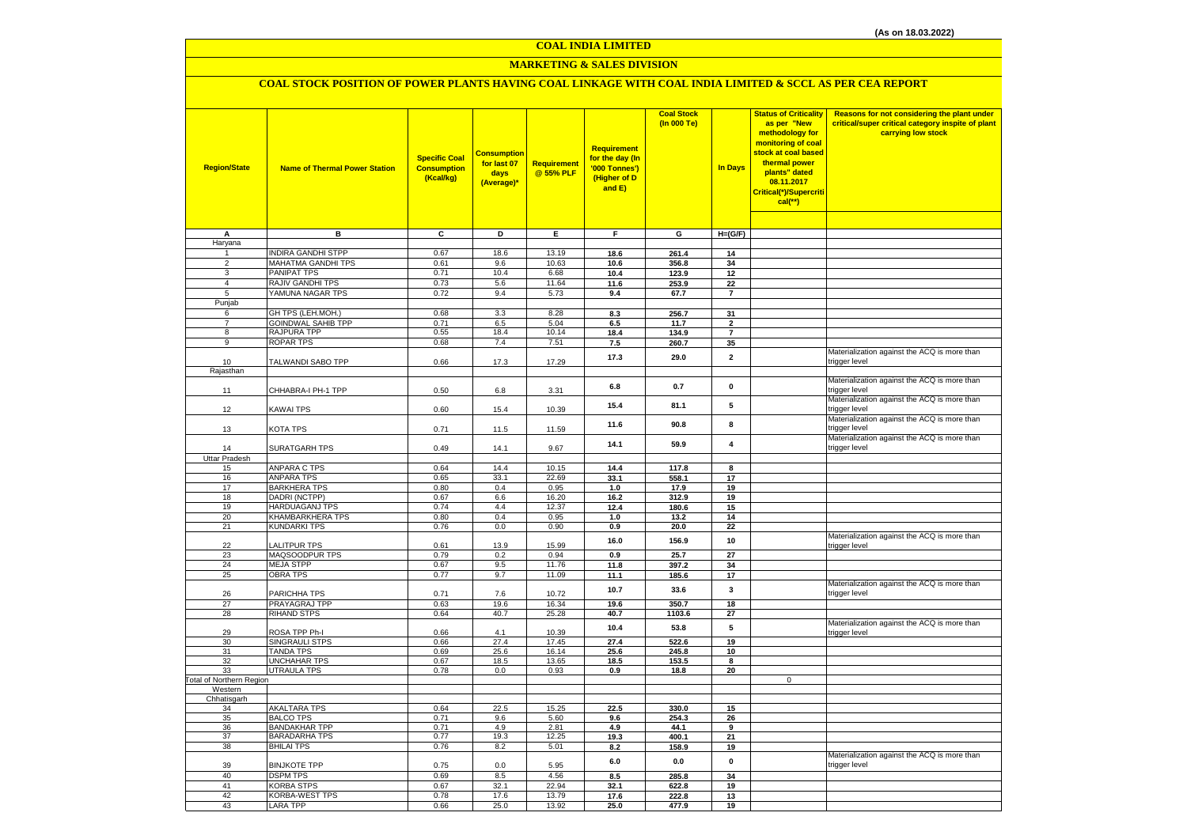(As on 18.03.2022)

# COAL INDIA LIMITED

## MARKETING & SALES DIVISION

### COAL STOCK POSITION OF POWER PLANTS HAVING COAL LINKAGE WITH COAL INDIA LIMITED & SCCL AS PER CEA REPORT

| Region/State | Name of Thermal Power Station | Specific Coal Consumption (Kcal/kg) | Consumption for last 07 days (Average)* | Requirement @ 55% PLF | Requirement for the day (In '000 Tonnes') (Higher of D and E) | Coal Stock (In 000 Te) | In Days | Status of Criticality as per "New methodology for monitoring of coal stock at coal based thermal power plants" dated 08.11.2017 Critical(*)/Supercritical(**) | Reasons for not considering the plant under critical/super critical category inspite of plant carrying low stock |
|---|---|---|---|---|---|---|---|---|---|
| A | B | C | D | E | F | G | H=(G/F) | | |
| Haryana | | | | | | | | | |
| 1 | INDIRA GANDHI STPP | 0.67 | 18.6 | 13.19 | 18.6 | 261.4 | 14 | | |
| 2 | MAHATMA GANDHI TPS | 0.61 | 9.6 | 10.63 | 10.6 | 356.8 | 34 | | |
| 3 | PANIPAT TPS | 0.71 | 10.4 | 6.68 | 10.4 | 123.9 | 12 | | |
| 4 | RAJIV GANDHI TPS | 0.73 | 5.6 | 11.64 | 11.6 | 253.9 | 22 | | |
| 5 | YAMUNA NAGAR TPS | 0.72 | 9.4 | 5.73 | 9.4 | 67.7 | 7 | | |
| Punjab | | | | | | | | | |
| 6 | GH TPS (LEH.MOH.) | 0.68 | 3.3 | 8.28 | 8.3 | 256.7 | 31 | | |
| 7 | GOINDWAL SAHIB TPP | 0.71 | 6.5 | 5.04 | 6.5 | 11.7 | 2 | | |
| 8 | RAJPURA TPP | 0.55 | 18.4 | 10.14 | 18.4 | 134.9 | 7 | | |
| 9 | ROPAR TPS | 0.68 | 7.4 | 7.51 | 7.5 | 260.7 | 35 | | |
| 10 | TALWANDI SABO TPP | 0.66 | 17.3 | 17.29 | 17.3 | 29.0 | 2 | | Materialization against the ACQ is more than trigger level |
| Rajasthan | | | | | | | | | |
| 11 | CHHABRA-I PH-1 TPP | 0.50 | 6.8 | 3.31 | 6.8 | 0.7 | 0 | | Materialization against the ACQ is more than trigger level |
| 12 | KAWAI TPS | 0.60 | 15.4 | 10.39 | 15.4 | 81.1 | 5 | | Materialization against the ACQ is more than trigger level |
| 13 | KOTA TPS | 0.71 | 11.5 | 11.59 | 11.6 | 90.8 | 8 | | Materialization against the ACQ is more than trigger level |
| 14 | SURATGARH TPS | 0.49 | 14.1 | 9.67 | 14.1 | 59.9 | 4 | | Materialization against the ACQ is more than trigger level |
| Uttar Pradesh | | | | | | | | | |
| 15 | ANPARA C TPS | 0.64 | 14.4 | 10.15 | 14.4 | 117.8 | 8 | | |
| 16 | ANPARA TPS | 0.65 | 33.1 | 22.69 | 33.1 | 558.1 | 17 | | |
| 17 | BARKHERA TPS | 0.80 | 0.4 | 0.95 | 1.0 | 17.9 | 19 | | |
| 18 | DADRI (NCTPP) | 0.67 | 6.6 | 16.20 | 16.2 | 312.9 | 19 | | |
| 19 | HARDUAGANJ TPS | 0.74 | 4.4 | 12.37 | 12.4 | 180.6 | 15 | | |
| 20 | KHAMBARKHERA TPS | 0.80 | 0.4 | 0.95 | 1.0 | 13.2 | 14 | | |
| 21 | KUNDARKI TPS | 0.76 | 0.0 | 0.90 | 0.9 | 20.0 | 22 | | |
| 22 | LALITPUR TPS | 0.61 | 13.9 | 15.99 | 16.0 | 156.9 | 10 | | Materialization against the ACQ is more than trigger level |
| 23 | MAQSOODPUR TPS | 0.79 | 0.2 | 0.94 | 0.9 | 25.7 | 27 | | |
| 24 | MEJA STPP | 0.67 | 9.5 | 11.76 | 11.8 | 397.2 | 34 | | |
| 25 | OBRA TPS | 0.77 | 9.7 | 11.09 | 11.1 | 185.6 | 17 | | |
| 26 | PARICHHA TPS | 0.71 | 7.6 | 10.72 | 10.7 | 33.6 | 3 | | Materialization against the ACQ is more than trigger level |
| 27 | PRAYAGRAJ TPP | 0.63 | 19.6 | 16.34 | 19.6 | 350.7 | 18 | | |
| 28 | RIHAND STPS | 0.64 | 40.7 | 25.28 | 40.7 | 1103.6 | 27 | | |
| 29 | ROSA TPP Ph-I | 0.66 | 4.1 | 10.39 | 10.4 | 53.8 | 5 | | Materialization against the ACQ is more than trigger level |
| 30 | SINGRAULI STPS | 0.66 | 27.4 | 17.45 | 27.4 | 522.6 | 19 | | |
| 31 | TANDA TPS | 0.69 | 25.6 | 16.14 | 25.6 | 245.8 | 10 | | |
| 32 | UNCHAHAR TPS | 0.67 | 18.5 | 13.65 | 18.5 | 153.5 | 8 | | |
| 33 | UTRAULA TPS | 0.78 | 0.0 | 0.93 | 0.9 | 18.8 | 20 | | |
| Total of Northern Region | | | | | | | | 0 | |
| Western | | | | | | | | | |
| Chhatisgarh | | | | | | | | | |
| 34 | AKALTARA TPS | 0.64 | 22.5 | 15.25 | 22.5 | 330.0 | 15 | | |
| 35 | BALCO TPS | 0.71 | 9.6 | 5.60 | 9.6 | 254.3 | 26 | | |
| 36 | BANDAKHAR TPP | 0.71 | 4.9 | 2.81 | 4.9 | 44.1 | 9 | | |
| 37 | BARADARHA TPS | 0.77 | 19.3 | 12.25 | 19.3 | 400.1 | 21 | | |
| 38 | BHILAI TPS | 0.76 | 8.2 | 5.01 | 8.2 | 158.9 | 19 | | |
| 39 | BINJKOTE TPP | 0.75 | 0.0 | 5.95 | 6.0 | 0.0 | 0 | | Materialization against the ACQ is more than trigger level |
| 40 | DSPM TPS | 0.69 | 8.5 | 4.56 | 8.5 | 285.8 | 34 | | |
| 41 | KORBA STPS | 0.67 | 32.1 | 22.94 | 32.1 | 622.8 | 19 | | |
| 42 | KORBA-WEST TPS | 0.78 | 17.6 | 13.79 | 17.6 | 222.8 | 13 | | |
| 43 | LARA TPP | 0.66 | 25.0 | 13.92 | 25.0 | 477.9 | 19 | | |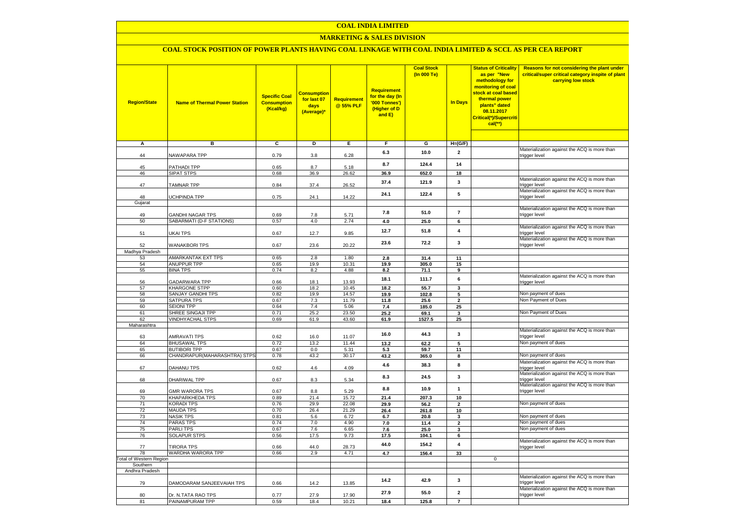# COAL INDIA LIMITED

## MARKETING & SALES DIVISION

### COAL STOCK POSITION OF POWER PLANTS HAVING COAL LINKAGE WITH COAL INDIA LIMITED & SCCL AS PER CEA REPORT

| Region/State | Name of Thermal Power Station | Specific Coal Consumption (Kcal/kg) | Consumption for last 07 days (Average)* | Requirement @ 55% PLF | Requirement for the day (In '000 Tonnes') (Higher of D and E) | Coal Stock (In 000 Te) | In Days | Status of Criticality as per "New methodology for monitoring of coal stock at coal based thermal power plants" dated 08.11.2017 Critical(*)/Supercritical(**) | Reasons for not considering the plant under critical/super critical category inspite of plant carrying low stock |
|---|---|---|---|---|---|---|---|---|---|
| A | B | C | D | E | F | G | H=(G/F) | | |
| 44 | NAWAPARA TPP | 0.79 | 3.8 | 6.28 | 6.3 | 10.0 | 2 | | Materialization against the ACQ is more than trigger level |
| 45 | PATHADI TPP | 0.65 | 8.7 | 5.18 | 8.7 | 124.4 | 14 | | |
| 46 | SIPAT STPS | 0.68 | 36.9 | 26.62 | 36.9 | 652.0 | 18 | | |
| 47 | TAMNAR TPP | 0.84 | 37.4 | 26.52 | 37.4 | 121.9 | 3 | | Materialization against the ACQ is more than trigger level |
| 48 | UCHPINDA TPP | 0.75 | 24.1 | 14.22 | 24.1 | 122.4 | 5 | | Materialization against the ACQ is more than trigger level |
| Gujarat | | | | | | | | | |
| 49 | GANDHI NAGAR TPS | 0.69 | 7.8 | 5.71 | 7.8 | 51.0 | 7 | | Materialization against the ACQ is more than trigger level |
| 50 | SABARMATI (D-F STATIONS) | 0.57 | 4.0 | 2.74 | 4.0 | 25.0 | 6 | | |
| 51 | UKAI TPS | 0.67 | 12.7 | 9.85 | 12.7 | 51.8 | 4 | | Materialization against the ACQ is more than trigger level |
| 52 | WANAKBORI TPS | 0.67 | 23.6 | 20.22 | 23.6 | 72.2 | 3 | | Materialization against the ACQ is more than trigger level |
| Madhya Pradesh | | | | | | | | | |
| 53 | AMARKANTAK EXT TPS | 0.65 | 2.8 | 1.80 | 2.8 | 31.4 | 11 | | |
| 54 | ANUPPUR TPP | 0.65 | 19.9 | 10.31 | 19.9 | 305.0 | 15 | | |
| 55 | BINA TPS | 0.74 | 8.2 | 4.88 | 8.2 | 71.1 | 9 | | |
| 56 | GADARWARA TPP | 0.66 | 18.1 | 13.93 | 18.1 | 111.7 | 6 | | Materialization against the ACQ is more than trigger level |
| 57 | KHARGONE STPP | 0.60 | 18.2 | 10.45 | 18.2 | 55.7 | 3 | | |
| 58 | SANJAY GANDHI TPS | 0.82 | 19.9 | 14.57 | 19.9 | 102.8 | 5 | | Non payment of dues |
| 59 | SATPURA TPS | 0.67 | 7.3 | 11.79 | 11.8 | 25.6 | 2 | | Non Payment of Dues |
| 60 | SEIONI TPP | 0.64 | 7.4 | 5.06 | 7.4 | 185.0 | 25 | | |
| 61 | SHREE SINGAJI TPP | 0.71 | 25.2 | 23.50 | 25.2 | 69.1 | 3 | | Non Payment of Dues |
| 62 | VINDHYACHAL STPS | 0.69 | 61.9 | 43.60 | 61.9 | 1527.5 | 25 | | |
| Maharashtra | | | | | | | | | |
| 63 | AMRAVATI TPS | 0.62 | 16.0 | 11.07 | 16.0 | 44.3 | 3 | | Materialization against the ACQ is more than trigger level |
| 64 | BHUSAWAL TPS | 0.72 | 13.2 | 11.44 | 13.2 | 62.2 | 5 | | Non payment of dues |
| 65 | BUTIBORI TPP | 0.67 | 0.0 | 5.31 | 5.3 | 59.7 | 11 | | |
| 66 | CHANDRAPUR(MAHARASHTRA) STPS | 0.78 | 43.2 | 30.17 | 43.2 | 365.0 | 8 | | Non payment of dues |
| 67 | DAHANU TPS | 0.62 | 4.6 | 4.09 | 4.6 | 38.3 | 8 | | Materialization against the ACQ is more than trigger level |
| 68 | DHARIWAL TPP | 0.67 | 8.3 | 5.34 | 8.3 | 24.5 | 3 | | Materialization against the ACQ is more than trigger level |
| 69 | GMR WARORA TPS | 0.67 | 8.8 | 5.29 | 8.8 | 10.9 | 1 | | Materialization against the ACQ is more than trigger level |
| 70 | KHAPARKHEDA TPS | 0.89 | 21.4 | 15.72 | 21.4 | 207.3 | 10 | | |
| 71 | KORADI TPS | 0.76 | 29.9 | 22.08 | 29.9 | 56.2 | 2 | | Non payment of dues |
| 72 | MAUDA TPS | 0.70 | 26.4 | 21.29 | 26.4 | 261.8 | 10 | | |
| 73 | NASIK TPS | 0.81 | 5.6 | 6.72 | 6.7 | 20.8 | 3 | | Non payment of dues |
| 74 | PARAS TPS | 0.74 | 7.0 | 4.90 | 7.0 | 11.4 | 2 | | Non payment of dues |
| 75 | PARLI TPS | 0.67 | 7.6 | 6.65 | 7.6 | 25.0 | 3 | | Non payment of dues |
| 76 | SOLAPUR STPS | 0.56 | 17.5 | 9.73 | 17.5 | 104.1 | 6 | | |
| 77 | TIRORA TPS | 0.66 | 44.0 | 28.73 | 44.0 | 154.2 | 4 | | Materialization against the ACQ is more than trigger level |
| 78 | WARDHA WARORA TPP | 0.66 | 2.9 | 4.71 | 4.7 | 156.4 | 33 | | |
| Total of Western Region | | | | | | | | 0 | |
| Southern | | | | | | | | | |
| Andhra Pradesh | | | | | | | | | |
| 79 | DAMODARAM SANJEEVAIAH TPS | 0.66 | 14.2 | 13.85 | 14.2 | 42.9 | 3 | | Materialization against the ACQ is more than trigger level |
| 80 | Dr. N.TATA RAO TPS | 0.77 | 27.9 | 17.90 | 27.9 | 55.0 | 2 | | Materialization against the ACQ is more than trigger level |
| 81 | PAINAMPURAM TPP | 0.59 | 18.4 | 10.21 | 18.4 | 125.8 | 7 | | |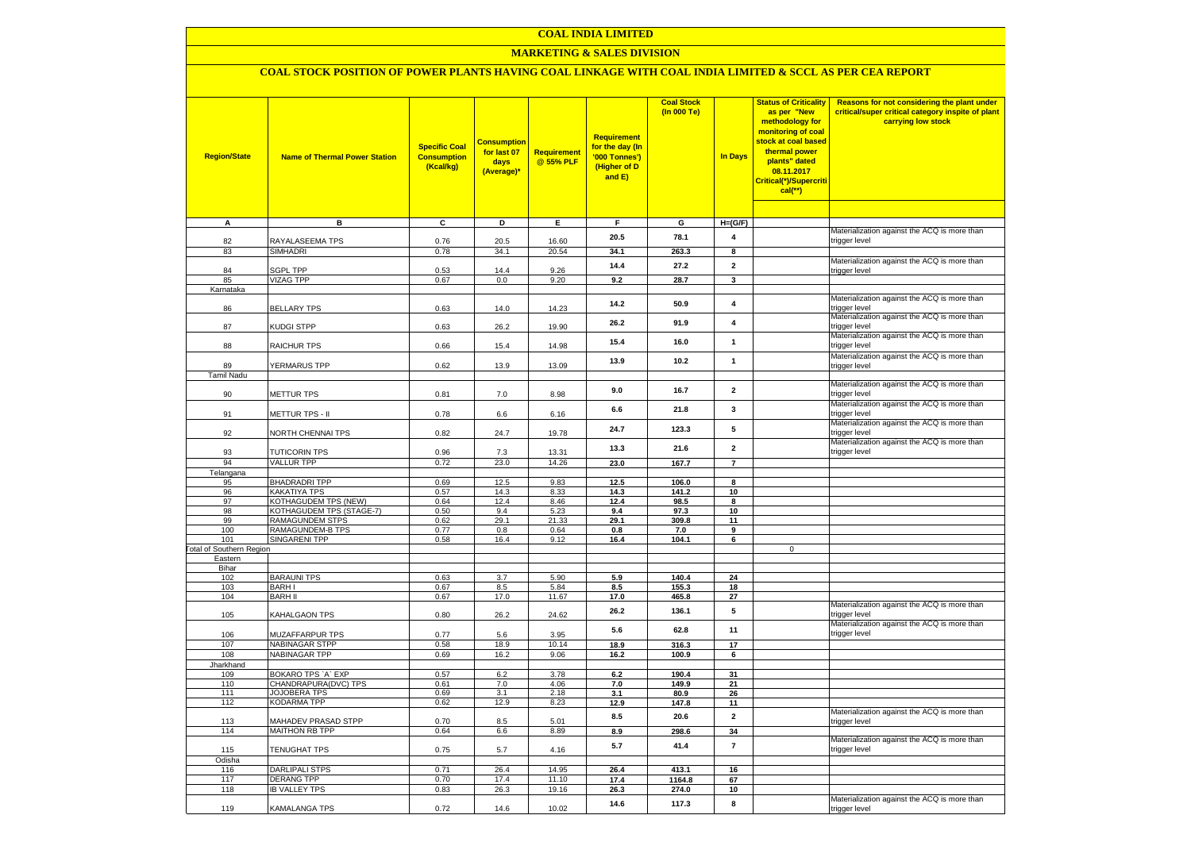# COAL INDIA LIMITED

## MARKETING & SALES DIVISION

### COAL STOCK POSITION OF POWER PLANTS HAVING COAL LINKAGE WITH COAL INDIA LIMITED & SCCL AS PER CEA REPORT

| Region/State | Name of Thermal Power Station | Specific Coal Consumption (Kcal/kg) | Consumption for last 07 days (Average)* | Requirement @ 55% PLF | Requirement for the day (In '000 Tonnes') (Higher of D and E) | Coal Stock (In 000 Te) | In Days | Status of Criticality as per "New methodology for monitoring of coal stock at coal based thermal power plants" dated 08.11.2017 Critical(*)/Supercritical(**) | Reasons for not considering the plant under critical/super critical category inspite of plant carrying low stock |
|---|---|---|---|---|---|---|---|---|---|
| A | B | C | D | E | F | G | H=(G/F) | | |
| 82 | RAYALASEEMA TPS | 0.76 | 20.5 | 16.60 | 20.5 | 78.1 | 4 | | Materialization against the ACQ is more than trigger level |
| 83 | SIMHADRI | 0.78 | 34.1 | 20.54 | 34.1 | 263.3 | 8 | | |
| 84 | SGPL TPP | 0.53 | 14.4 | 9.26 | 14.4 | 27.2 | 2 | | Materialization against the ACQ is more than trigger level |
| 85 | VIZAG TPP | 0.67 | 0.0 | 9.20 | 9.2 | 28.7 | 3 | | |
| Karnataka | | | | | | | | | |
| 86 | BELLARY TPS | 0.63 | 14.0 | 14.23 | 14.2 | 50.9 | 4 | | Materialization against the ACQ is more than trigger level |
| 87 | KUDGI STPP | 0.63 | 26.2 | 19.90 | 26.2 | 91.9 | 4 | | Materialization against the ACQ is more than trigger level |
| 88 | RAICHUR TPS | 0.66 | 15.4 | 14.98 | 15.4 | 16.0 | 1 | | Materialization against the ACQ is more than trigger level |
| 89 | YERMARUS TPP | 0.62 | 13.9 | 13.09 | 13.9 | 10.2 | 1 | | Materialization against the ACQ is more than trigger level |
| Tamil Nadu | | | | | | | | | |
| 90 | METTUR TPS | 0.81 | 7.0 | 8.98 | 9.0 | 16.7 | 2 | | Materialization against the ACQ is more than trigger level |
| 91 | METTUR TPS - II | 0.78 | 6.6 | 6.16 | 6.6 | 21.8 | 3 | | Materialization against the ACQ is more than trigger level |
| 92 | NORTH CHENNAI TPS | 0.82 | 24.7 | 19.78 | 24.7 | 123.3 | 5 | | Materialization against the ACQ is more than trigger level |
| 93 | TUTICORIN TPS | 0.96 | 7.3 | 13.31 | 13.3 | 21.6 | 2 | | Materialization against the ACQ is more than trigger level |
| 94 | VALLUR TPP | 0.72 | 23.0 | 14.26 | 23.0 | 167.7 | 7 | | |
| Telangana | | | | | | | | | |
| 95 | BHADRADRI TPP | 0.69 | 12.5 | 9.83 | 12.5 | 106.0 | 8 | | |
| 96 | KAKATIYA TPS | 0.57 | 14.3 | 8.33 | 14.3 | 141.2 | 10 | | |
| 97 | KOTHAGUDEM TPS (NEW) | 0.64 | 12.4 | 8.46 | 12.4 | 98.5 | 8 | | |
| 98 | KOTHAGUDEM TPS (STAGE-7) | 0.50 | 9.4 | 5.23 | 9.4 | 97.3 | 10 | | |
| 99 | RAMAGUNDEM STPS | 0.62 | 29.1 | 21.33 | 29.1 | 309.8 | 11 | | |
| 100 | RAMAGUNDEM-B TPS | 0.77 | 0.8 | 0.64 | 0.8 | 7.0 | 9 | | |
| 101 | SINGARENI TPP | 0.58 | 16.4 | 9.12 | 16.4 | 104.1 | 6 | | |
| Total of Southern Region | | | | | | | | 0 | |
| Eastern | | | | | | | | | |
| Bihar | | | | | | | | | |
| 102 | BARAUNI TPS | 0.63 | 3.7 | 5.90 | 5.9 | 140.4 | 24 | | |
| 103 | BARH I | 0.67 | 8.5 | 5.84 | 8.5 | 155.3 | 18 | | |
| 104 | BARH II | 0.67 | 17.0 | 11.67 | 17.0 | 465.8 | 27 | | |
| 105 | KAHALGAON TPS | 0.80 | 26.2 | 24.62 | 26.2 | 136.1 | 5 | | Materialization against the ACQ is more than trigger level |
| 106 | MUZAFFARPUR TPS | 0.77 | 5.6 | 3.95 | 5.6 | 62.8 | 11 | | Materialization against the ACQ is more than trigger level |
| 107 | NABINAGAR STPP | 0.58 | 18.9 | 10.14 | 18.9 | 316.3 | 17 | | |
| 108 | NABINAGAR TPP | 0.69 | 16.2 | 9.06 | 16.2 | 100.9 | 6 | | |
| Jharkhand | | | | | | | | | |
| 109 | BOKARO TPS `A` EXP | 0.57 | 6.2 | 3.78 | 6.2 | 190.4 | 31 | | |
| 110 | CHANDRAPURA(DVC) TPS | 0.61 | 7.0 | 4.06 | 7.0 | 149.9 | 21 | | |
| 111 | JOJOBERA TPS | 0.69 | 3.1 | 2.18 | 3.1 | 80.9 | 26 | | |
| 112 | KODARMA TPP | 0.62 | 12.9 | 8.23 | 12.9 | 147.8 | 11 | | |
| 113 | MAHADEV PRASAD STPP | 0.70 | 8.5 | 5.01 | 8.5 | 20.6 | 2 | | Materialization against the ACQ is more than trigger level |
| 114 | MAITHON RB TPP | 0.64 | 6.6 | 8.89 | 8.9 | 298.6 | 34 | | |
| 115 | TENUGHAT TPS | 0.75 | 5.7 | 4.16 | 5.7 | 41.4 | 7 | | Materialization against the ACQ is more than trigger level |
| Odisha | | | | | | | | | |
| 116 | DARLIPALI STPS | 0.71 | 26.4 | 14.95 | 26.4 | 413.1 | 16 | | |
| 117 | DERANG TPP | 0.70 | 17.4 | 11.10 | 17.4 | 1164.8 | 67 | | |
| 118 | IB VALLEY TPS | 0.83 | 26.3 | 19.16 | 26.3 | 274.0 | 10 | | |
| 119 | KAMALANGA TPS | 0.72 | 14.6 | 10.02 | 14.6 | 117.3 | 8 | | Materialization against the ACQ is more than trigger level |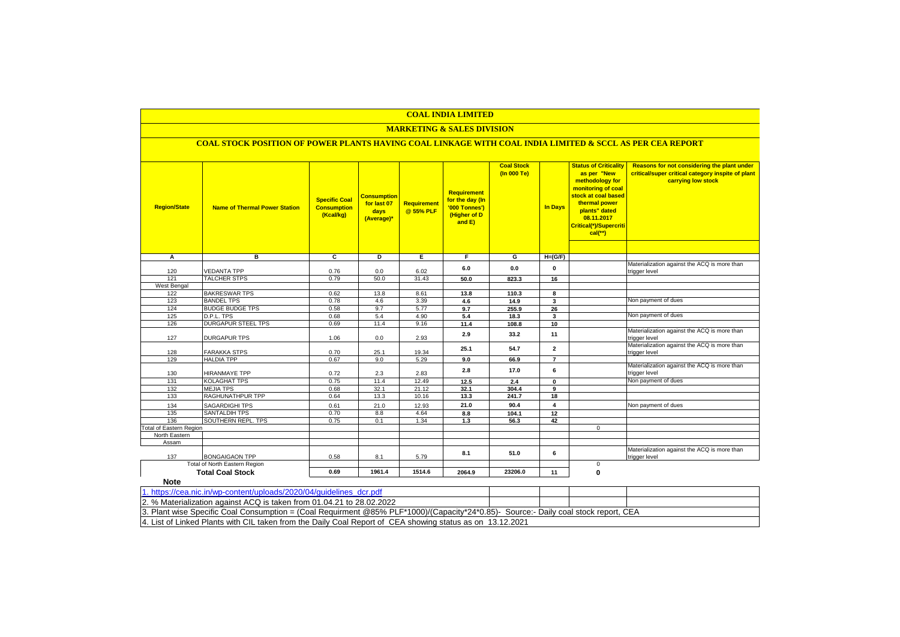# COAL INDIA LIMITED

## MARKETING & SALES DIVISION

### COAL STOCK POSITION OF POWER PLANTS HAVING COAL LINKAGE WITH COAL INDIA LIMITED & SCCL AS PER CEA REPORT

| Region/State | Name of Thermal Power Station | Specific Coal Consumption (Kcal/kg) | Consumption for last 07 days (Average)* | Requirement @ 55% PLF | Requirement for the day (In '000 Tonnes') (Higher of D and E) | Coal Stock (In 000 Te) | In Days | Status of Criticality as per "New methodology for monitoring of coal stock at coal based thermal power plants" dated 08.11.2017 Critical(*)/Supercritical(**) | Reasons for not considering the plant under critical/super critical category inspite of plant carrying low stock |
|---|---|---|---|---|---|---|---|---|---|
| A | B | C | D | E | F | G | H=(G/F) | | |
| 120 | VEDANTA TPP | 0.76 | 0.0 | 6.02 | 6.0 | 0.0 | 0 | | Materialization against the ACQ is more than trigger level |
| 121 | TALCHER STPS | 0.79 | 50.0 | 31.43 | 50.0 | 823.3 | 16 | | |
| West Bengal | | | | | | | | | |
| 122 | BAKRESWAR TPS | 0.62 | 13.8 | 8.61 | 13.8 | 110.3 | 8 | | |
| 123 | BANDEL TPS | 0.78 | 4.6 | 3.39 | 4.6 | 14.9 | 3 | | Non payment of dues |
| 124 | BUDGE BUDGE TPS | 0.58 | 9.7 | 5.77 | 9.7 | 255.9 | 26 | | |
| 125 | D.P.L. TPS | 0.68 | 5.4 | 4.90 | 5.4 | 18.3 | 3 | | Non payment of dues |
| 126 | DURGAPUR STEEL TPS | 0.69 | 11.4 | 9.16 | 11.4 | 108.8 | 10 | | |
| 127 | DURGAPUR TPS | 1.06 | 0.0 | 2.93 | 2.9 | 33.2 | 11 | | Materialization against the ACQ is more than trigger level |
| 128 | FARAKKA STPS | 0.70 | 25.1 | 19.34 | 25.1 | 54.7 | 2 | | Materialization against the ACQ is more than trigger level |
| 129 | HALDIA TPP | 0.67 | 9.0 | 5.29 | 9.0 | 66.9 | 7 | | |
| 130 | HIRANMAYE TPP | 0.72 | 2.3 | 2.83 | 2.8 | 17.0 | 6 | | Materialization against the ACQ is more than trigger level |
| 131 | KOLAGHAT TPS | 0.75 | 11.4 | 12.49 | 12.5 | 2.4 | 0 | | Non payment of dues |
| 132 | MEJIA TPS | 0.68 | 32.1 | 21.12 | 32.1 | 304.4 | 9 | | |
| 133 | RAGHUNATHPUR TPP | 0.64 | 13.3 | 10.16 | 13.3 | 241.7 | 18 | | |
| 134 | SAGARDIGHI TPS | 0.61 | 21.0 | 12.93 | 21.0 | 90.4 | 4 | | Non payment of dues |
| 135 | SANTALDIH TPS | 0.70 | 8.8 | 4.64 | 8.8 | 104.1 | 12 | | |
| 136 | SOUTHERN REPL. TPS | 0.75 | 0.1 | 1.34 | 1.3 | 56.3 | 42 | | |
| Total of Eastern Region | | | | | | | | 0 | |
| North Eastern | | | | | | | | | |
| Assam | | | | | | | | | |
| 137 | BONGAIGAON TPP | 0.58 | 8.1 | 5.79 | 8.1 | 51.0 | 6 | | Materialization against the ACQ is more than trigger level |
| Total of North Eastern Region | | | | | | | | 0 | |
| Total Coal Stock | | 0.69 | 1961.4 | 1514.6 | 2064.9 | 23206.0 | 11 | 0 | |

**Note**

1. https://cea.nic.in/wp-content/uploads/2020/04/guidelines_dcr.pdf
2. % Materialization against ACQ is taken from 01.04.21 to 28.02.2022
3. Plant wise Specific Coal Consumption = (Coal Requirment @85% PLF*1000)/(Capacity*24*0.85)- Source:- Daily coal stock report, CEA
4. List of Linked Plants with CIL taken from the Daily Coal Report of CEA showing status as on 13.12.2021